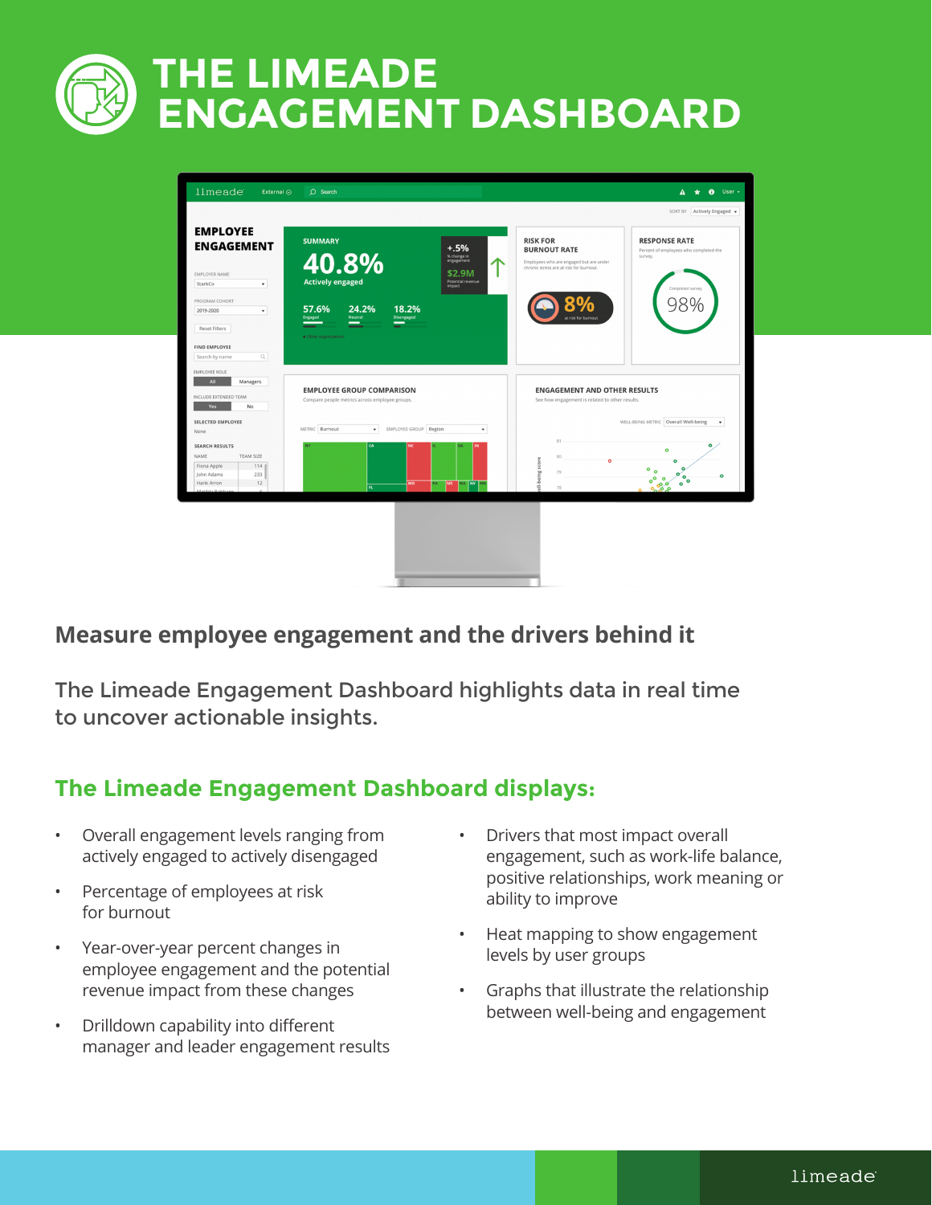# THE LIMEADE ENGAGEMENT DASHBOARD

## Measure employee engagement and the drivers behind it

The Limeade Engagement Dashboard highlights data in real time to uncover actionable insights.

### The Limeade Engagement Dashboard displays:

- Overall engagement levels ranging from actively engaged to actively disengaged
- Percentage of employees at risk for burnout
- Year-over-year percent changes in employee engagement and the potential revenue impact from these changes
- Drilldown capability into different manager and leader engagement results
- Drivers that most impact overall engagement, such as work-life balance, positive relationships, work meaning or ability to improve
- Heat mapping to show engagement levels by user groups
- Graphs that illustrate the relationship between well-being and engagement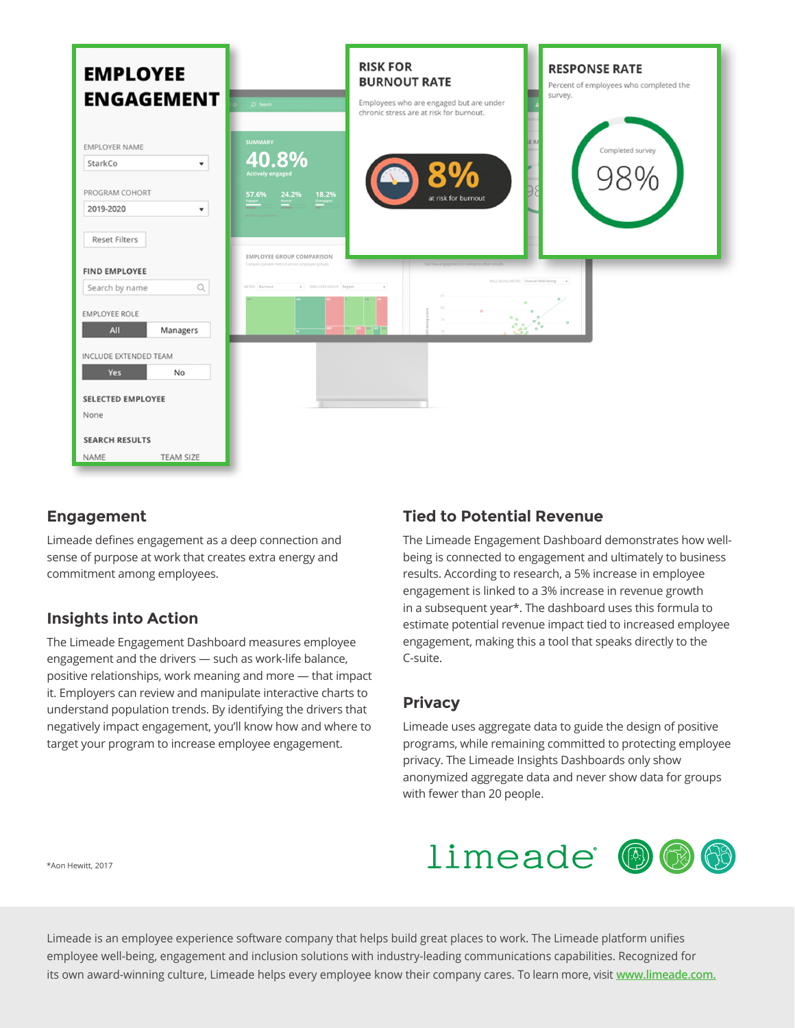EMPLOYEE ENGAGEMENT

EMPLOYER NAME

StarkCo

PROGRAM COHORT

2019-2020

Reset Filters

FIND EMPLOYEE

Search by name

EMPLOYEE ROLE

All | Managers

INCLUDE EXTENDED TEAM

Yes | No

SELECTED EMPLOYEE

None

SEARCH RESULTS

NAME TEAM SIZE

SUMMARY

40.8%

Actively engaged

57.6% 24.2% 18.2%

EMPLOYEE GROUP COMPARISON

RISK FOR BURNOUT RATE

Employees who are engaged but are under chronic stress are at risk for burnout.

8%

at risk for burnout

RESPONSE RATE

Percent of employees who completed the survey.

Completed survey

98%

## Engagement

Limeade defines engagement as a deep connection and sense of purpose at work that creates extra energy and commitment among employees.

## Insights into Action

The Limeade Engagement Dashboard measures employee engagement and the drivers — such as work-life balance, positive relationships, work meaning and more — that impact it. Employers can review and manipulate interactive charts to understand population trends. By identifying the drivers that negatively impact engagement, you'll know how and where to target your program to increase employee engagement.

## Tied to Potential Revenue

The Limeade Engagement Dashboard demonstrates how well-being is connected to engagement and ultimately to business results. According to research, a 5% increase in employee engagement is linked to a 3% increase in revenue growth in a subsequent year*. The dashboard uses this formula to estimate potential revenue impact tied to increased employee engagement, making this a tool that speaks directly to the C-suite.

## Privacy

Limeade uses aggregate data to guide the design of positive programs, while remaining committed to protecting employee privacy. The Limeade Insights Dashboards only show anonymized aggregate data and never show data for groups with fewer than 20 people.

*Aon Hewitt, 2017

limeade

Limeade is an employee experience software company that helps build great places to work. The Limeade platform unifies employee well-being, engagement and inclusion solutions with industry-leading communications capabilities. Recognized for its own award-winning culture, Limeade helps every employee know their company cares. To learn more, visit www.limeade.com.